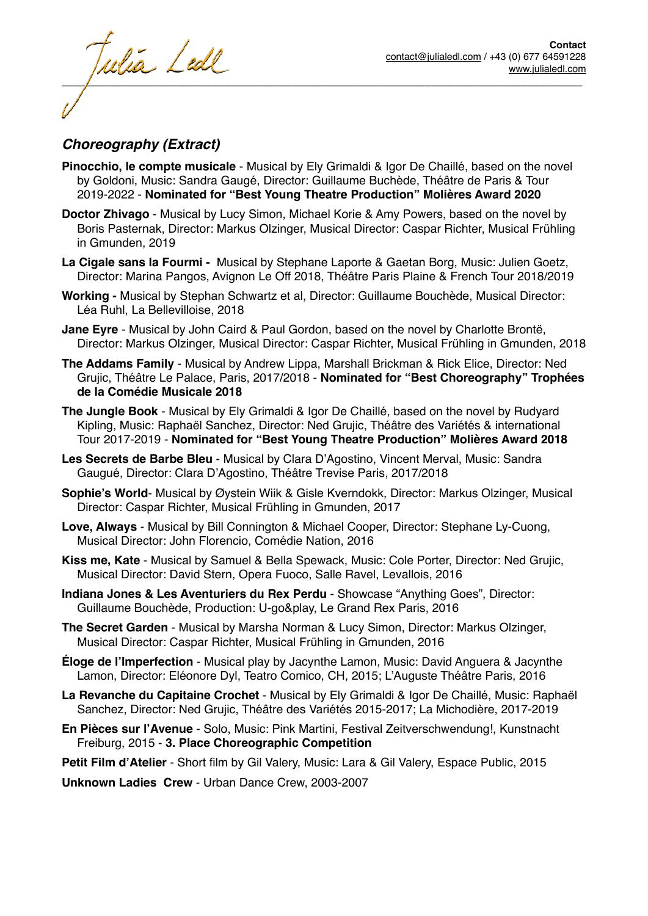Julia Ledl

**Contact**
contact@julialedl.com / +43 (0) 677 64591228
www.julialedl.com

## *Choreography (Extract)*

**Pinocchio, le compte musicale** - Musical by Ely Grimaldi & Igor De Chaillé, based on the novel by Goldoni, Music: Sandra Gaugé, Director: Guillaume Buchède, Théâtre de Paris & Tour 2019-2022 - **Nominated for "Best Young Theatre Production" Molières Award 2020**

**Doctor Zhivago** - Musical by Lucy Simon, Michael Korie & Amy Powers, based on the novel by Boris Pasternak, Director: Markus Olzinger, Musical Director: Caspar Richter, Musical Frühling in Gmunden, 2019

**La Cigale sans la Fourmi -** Musical by Stephane Laporte & Gaetan Borg, Music: Julien Goetz, Director: Marina Pangos, Avignon Le Off 2018, Théâtre Paris Plaine & French Tour 2018/2019

**Working -** Musical by Stephan Schwartz et al, Director: Guillaume Bouchède, Musical Director: Léa Ruhl, La Bellevilloise, 2018

**Jane Eyre** - Musical by John Caird & Paul Gordon, based on the novel by Charlotte Brontë, Director: Markus Olzinger, Musical Director: Caspar Richter, Musical Frühling in Gmunden, 2018

**The Addams Family** - Musical by Andrew Lippa, Marshall Brickman & Rick Elice, Director: Ned Grujic, Théâtre Le Palace, Paris, 2017/2018 - **Nominated for "Best Choreography" Trophées de la Comédie Musicale 2018**

**The Jungle Book** - Musical by Ely Grimaldi & Igor De Chaillé, based on the novel by Rudyard Kipling, Music: Raphaël Sanchez, Director: Ned Grujic, Théâtre des Variétés & international Tour 2017-2019 - **Nominated for "Best Young Theatre Production" Molières Award 2018**

**Les Secrets de Barbe Bleu** - Musical by Clara D'Agostino, Vincent Merval, Music: Sandra Gaugué, Director: Clara D'Agostino, Théâtre Trevise Paris, 2017/2018

**Sophie's World**- Musical by Øystein Wiik & Gisle Kverndokk, Director: Markus Olzinger, Musical Director: Caspar Richter, Musical Frühling in Gmunden, 2017

**Love, Always** - Musical by Bill Connington & Michael Cooper, Director: Stephane Ly-Cuong, Musical Director: John Florencio, Comédie Nation, 2016

**Kiss me, Kate** - Musical by Samuel & Bella Spewack, Music: Cole Porter, Director: Ned Grujic, Musical Director: David Stern, Opera Fuoco, Salle Ravel, Levallois, 2016

**Indiana Jones & Les Aventuriers du Rex Perdu** - Showcase "Anything Goes", Director: Guillaume Bouchède, Production: U-go&play, Le Grand Rex Paris, 2016

**The Secret Garden** - Musical by Marsha Norman & Lucy Simon, Director: Markus Olzinger, Musical Director: Caspar Richter, Musical Frühling in Gmunden, 2016

**Éloge de l'Imperfection** - Musical play by Jacynthe Lamon, Music: David Anguera & Jacynthe Lamon, Director: Eléonore Dyl, Teatro Comico, CH, 2015; L'Auguste Théâtre Paris, 2016

**La Revanche du Capitaine Crochet** - Musical by Ely Grimaldi & Igor De Chaillé, Music: Raphaël Sanchez, Director: Ned Grujic, Théâtre des Variétés 2015-2017; La Michodière, 2017-2019

**En Pièces sur l'Avenue** - Solo, Music: Pink Martini, Festival Zeitverschwendung!, Kunstnacht Freiburg, 2015 - **3. Place Choreographic Competition**

**Petit Film d'Atelier** - Short film by Gil Valery, Music: Lara & Gil Valery, Espace Public, 2015

**Unknown Ladies Crew** - Urban Dance Crew, 2003-2007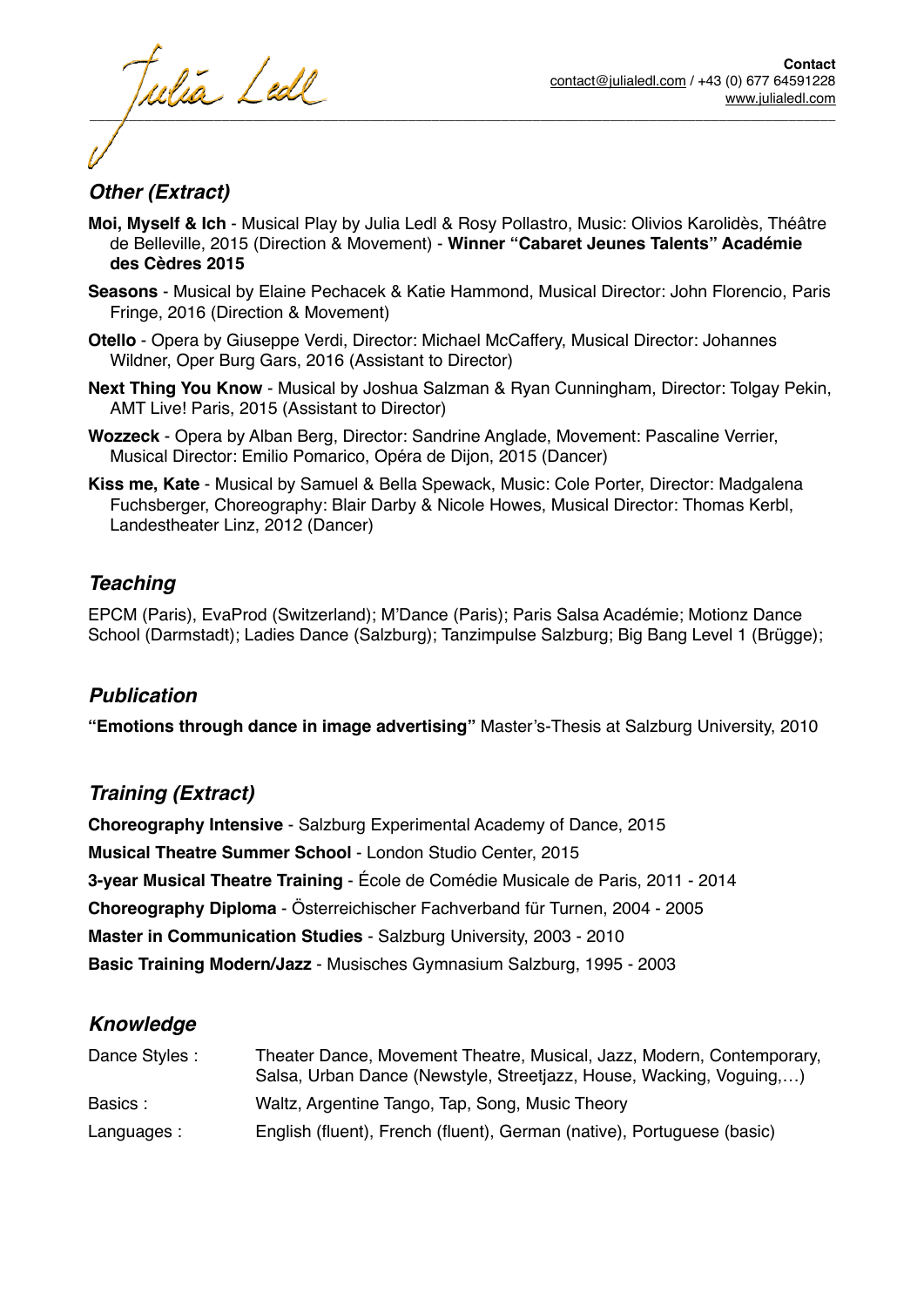## *Other (Extract)*

**Moi, Myself & Ich** - Musical Play by Julia Ledl & Rosy Pollastro, Music: Olivios Karolidès, Théâtre de Belleville, 2015 (Direction & Movement) - **Winner "Cabaret Jeunes Talents" Académie des Cèdres 2015**

**Seasons** - Musical by Elaine Pechacek & Katie Hammond, Musical Director: John Florencio, Paris Fringe, 2016 (Direction & Movement)

**Otello** - Opera by Giuseppe Verdi, Director: Michael McCaffery, Musical Director: Johannes Wildner, Oper Burg Gars, 2016 (Assistant to Director)

**Next Thing You Know** - Musical by Joshua Salzman & Ryan Cunningham, Director: Tolgay Pekin, AMT Live! Paris, 2015 (Assistant to Director)

**Wozzeck** - Opera by Alban Berg, Director: Sandrine Anglade, Movement: Pascaline Verrier, Musical Director: Emilio Pomarico, Opéra de Dijon, 2015 (Dancer)

**Kiss me, Kate** - Musical by Samuel & Bella Spewack, Music: Cole Porter, Director: Madgalena Fuchsberger, Choreography: Blair Darby & Nicole Howes, Musical Director: Thomas Kerbl, Landestheater Linz, 2012 (Dancer)

## *Teaching*

EPCM (Paris), EvaProd (Switzerland); M'Dance (Paris); Paris Salsa Académie; Motionz Dance School (Darmstadt); Ladies Dance (Salzburg); Tanzimpulse Salzburg; Big Bang Level 1 (Brügge);

## *Publication*

**"Emotions through dance in image advertising"** Master's-Thesis at Salzburg University, 2010

## *Training (Extract)*

**Choreography Intensive** - Salzburg Experimental Academy of Dance, 2015

**Musical Theatre Summer School** - London Studio Center, 2015

**3-year Musical Theatre Training** - École de Comédie Musicale de Paris, 2011 - 2014

**Choreography Diploma** - Österreichischer Fachverband für Turnen, 2004 - 2005

**Master in Communication Studies** - Salzburg University, 2003 - 2010

**Basic Training Modern/Jazz** - Musisches Gymnasium Salzburg, 1995 - 2003

## *Knowledge*

| | |
|---|---|
| Dance Styles : | Theater Dance, Movement Theatre, Musical, Jazz, Modern, Contemporary, Salsa, Urban Dance (Newstyle, Streetjazz, House, Wacking, Voguing,…) |
| Basics : | Waltz, Argentine Tango, Tap, Song, Music Theory |
| Languages : | English (fluent), French (fluent), German (native), Portuguese (basic) |